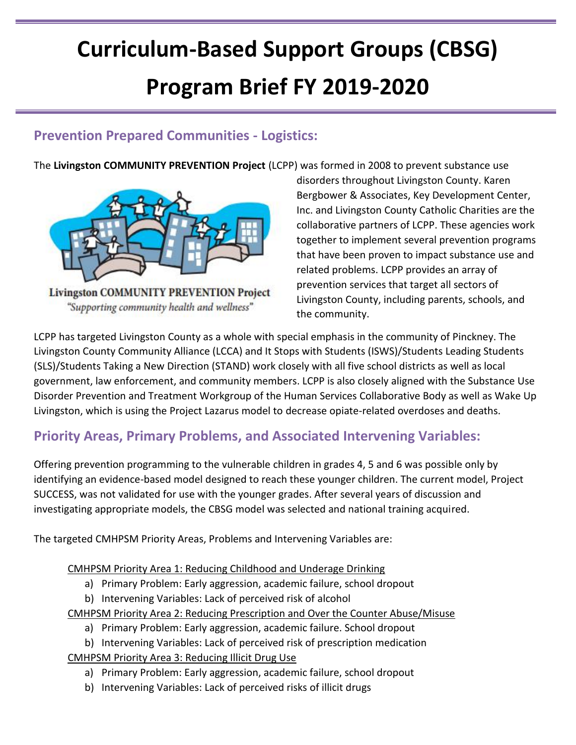# Curriculum-Based Support Groups (CBSG) Program Brief FY 2019-2020

## Prevention Prepared Communities - Logistics:

The **Livingston COMMUNITY PREVENTION Project** (LCPP) was formed in 2008 to prevent substance use disorders throughout Livingston County. Karen Bergbower & Associates, Key Development Center, Inc. and Livingston County Catholic Charities are the collaborative partners of LCPP. These agencies work together to implement several prevention programs that have been proven to impact substance use and related problems. LCPP provides an array of prevention services that target all sectors of Livingston County, including parents, schools, and the community.

Livingston COMMUNITY PREVENTION Project
*"Supporting community health and wellness"*

LCPP has targeted Livingston County as a whole with special emphasis in the community of Pinckney. The Livingston County Community Alliance (LCCA) and It Stops with Students (ISWS)/Students Leading Students (SLS)/Students Taking a New Direction (STAND) work closely with all five school districts as well as local government, law enforcement, and community members. LCPP is also closely aligned with the Substance Use Disorder Prevention and Treatment Workgroup of the Human Services Collaborative Body as well as Wake Up Livingston, which is using the Project Lazarus model to decrease opiate-related overdoses and deaths.

## Priority Areas, Primary Problems, and Associated Intervening Variables:

Offering prevention programming to the vulnerable children in grades 4, 5 and 6 was possible only by identifying an evidence-based model designed to reach these younger children. The current model, Project SUCCESS, was not validated for use with the younger grades. After several years of discussion and investigating appropriate models, the CBSG model was selected and national training acquired.

The targeted CMHPSM Priority Areas, Problems and Intervening Variables are:

CMHPSM Priority Area 1: Reducing Childhood and Underage Drinking

a) Primary Problem: Early aggression, academic failure, school dropout
b) Intervening Variables: Lack of perceived risk of alcohol

CMHPSM Priority Area 2: Reducing Prescription and Over the Counter Abuse/Misuse

a) Primary Problem: Early aggression, academic failure. School dropout
b) Intervening Variables: Lack of perceived risk of prescription medication

CMHPSM Priority Area 3: Reducing Illicit Drug Use

a) Primary Problem: Early aggression, academic failure, school dropout
b) Intervening Variables: Lack of perceived risks of illicit drugs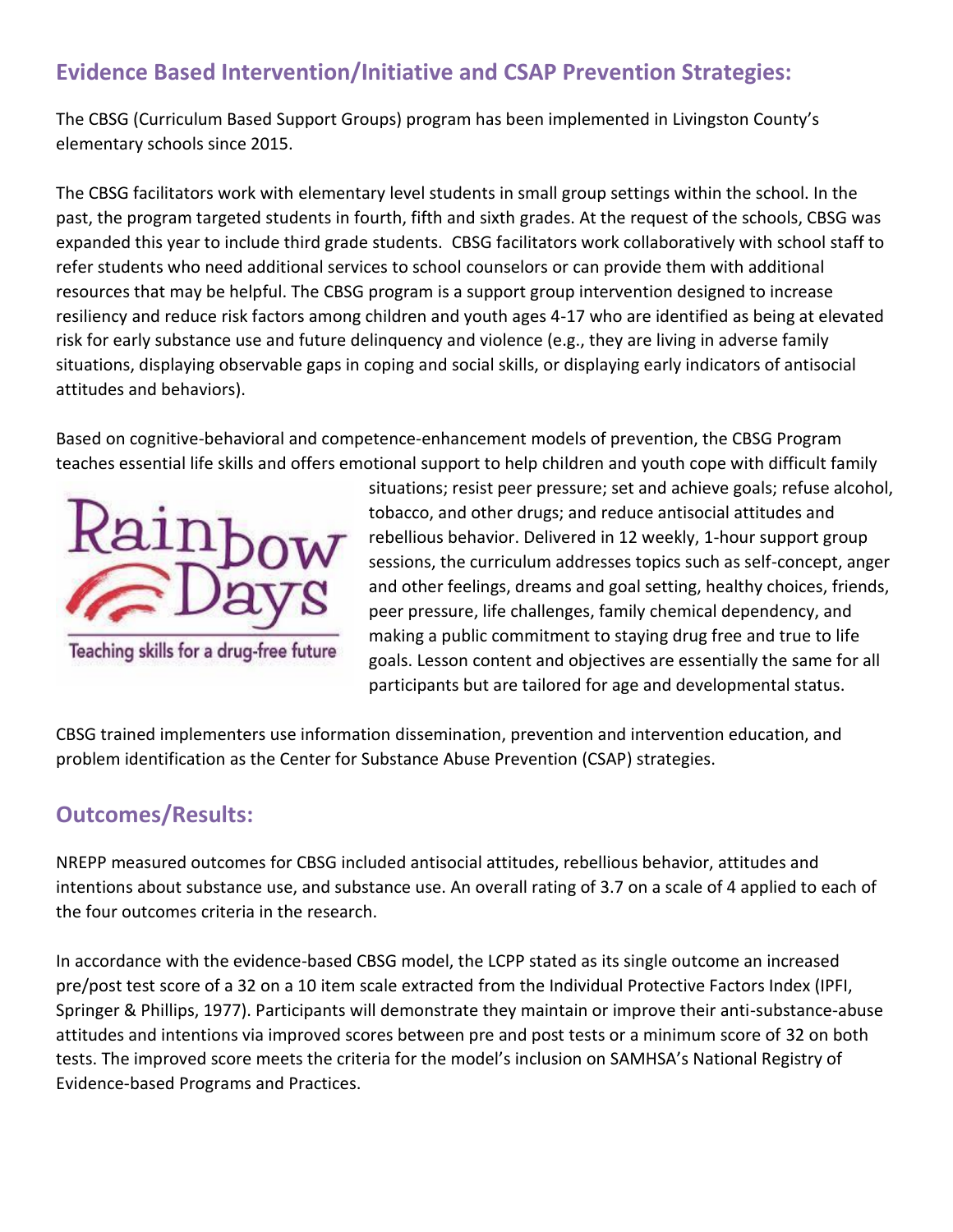## Evidence Based Intervention/Initiative and CSAP Prevention Strategies:

The CBSG (Curriculum Based Support Groups) program has been implemented in Livingston County's elementary schools since 2015.

The CBSG facilitators work with elementary level students in small group settings within the school. In the past, the program targeted students in fourth, fifth and sixth grades. At the request of the schools, CBSG was expanded this year to include third grade students. CBSG facilitators work collaboratively with school staff to refer students who need additional services to school counselors or can provide them with additional resources that may be helpful. The CBSG program is a support group intervention designed to increase resiliency and reduce risk factors among children and youth ages 4-17 who are identified as being at elevated risk for early substance use and future delinquency and violence (e.g., they are living in adverse family situations, displaying observable gaps in coping and social skills, or displaying early indicators of antisocial attitudes and behaviors).

Based on cognitive-behavioral and competence-enhancement models of prevention, the CBSG Program teaches essential life skills and offers emotional support to help children and youth cope with difficult family situations; resist peer pressure; set and achieve goals; refuse alcohol, tobacco, and other drugs; and reduce antisocial attitudes and rebellious behavior. Delivered in 12 weekly, 1-hour support group sessions, the curriculum addresses topics such as self-concept, anger and other feelings, dreams and goal setting, healthy choices, friends, peer pressure, life challenges, family chemical dependency, and making a public commitment to staying drug free and true to life goals. Lesson content and objectives are essentially the same for all participants but are tailored for age and developmental status.

Rainbow Days

Teaching skills for a drug-free future

CBSG trained implementers use information dissemination, prevention and intervention education, and problem identification as the Center for Substance Abuse Prevention (CSAP) strategies.

## Outcomes/Results:

NREPP measured outcomes for CBSG included antisocial attitudes, rebellious behavior, attitudes and intentions about substance use, and substance use. An overall rating of 3.7 on a scale of 4 applied to each of the four outcomes criteria in the research.

In accordance with the evidence-based CBSG model, the LCPP stated as its single outcome an increased pre/post test score of a 32 on a 10 item scale extracted from the Individual Protective Factors Index (IPFI, Springer & Phillips, 1977). Participants will demonstrate they maintain or improve their anti-substance-abuse attitudes and intentions via improved scores between pre and post tests or a minimum score of 32 on both tests. The improved score meets the criteria for the model's inclusion on SAMHSA's National Registry of Evidence-based Programs and Practices.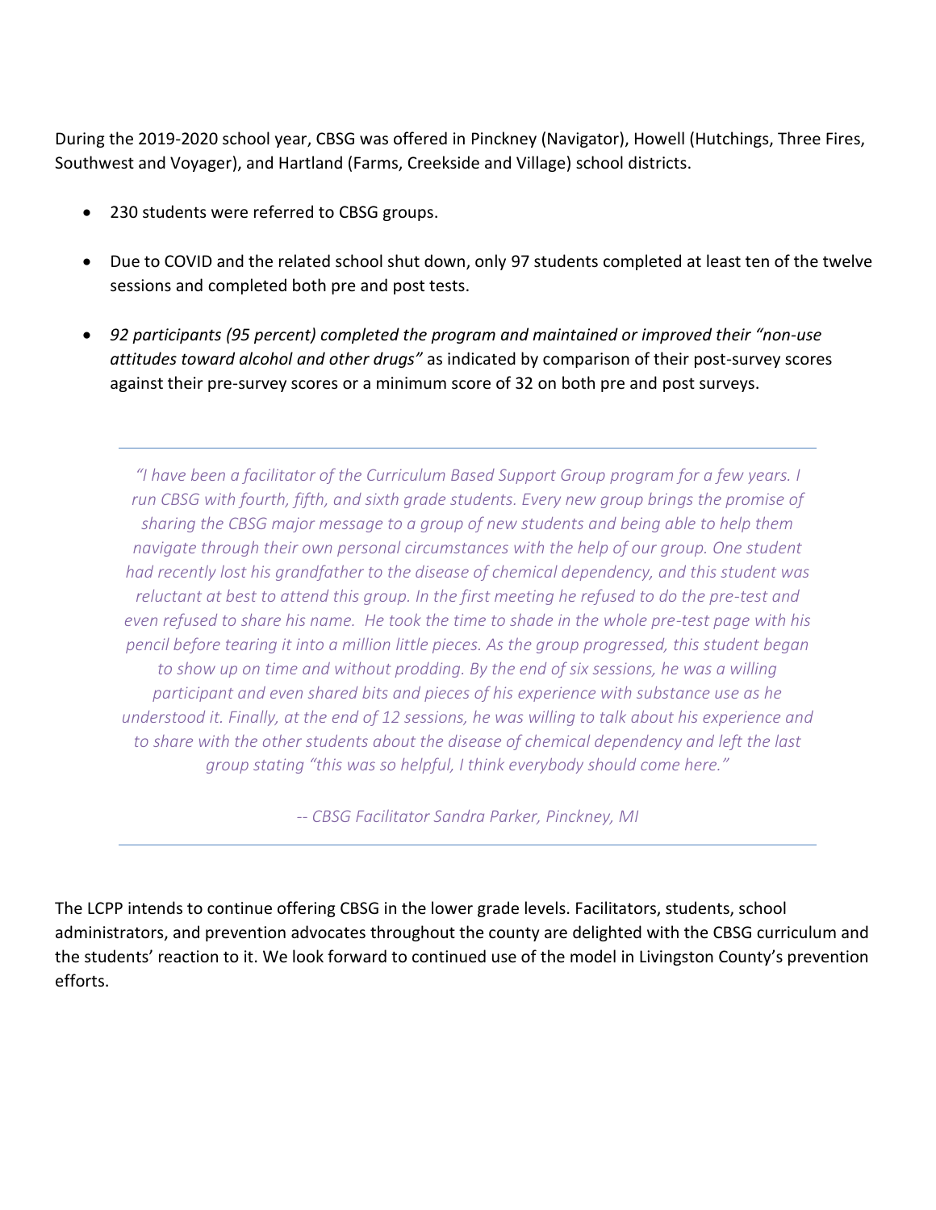During the 2019-2020 school year, CBSG was offered in Pinckney (Navigator), Howell (Hutchings, Three Fires, Southwest and Voyager), and Hartland (Farms, Creekside and Village) school districts.

- 230 students were referred to CBSG groups.
- Due to COVID and the related school shut down, only 97 students completed at least ten of the twelve sessions and completed both pre and post tests.
- *92 participants (95 percent) completed the program and maintained or improved their "non-use attitudes toward alcohol and other drugs"* as indicated by comparison of their post-survey scores against their pre-survey scores or a minimum score of 32 on both pre and post surveys.

---

*"I have been a facilitator of the Curriculum Based Support Group program for a few years. I run CBSG with fourth, fifth, and sixth grade students. Every new group brings the promise of sharing the CBSG major message to a group of new students and being able to help them navigate through their own personal circumstances with the help of our group. One student had recently lost his grandfather to the disease of chemical dependency, and this student was reluctant at best to attend this group. In the first meeting he refused to do the pre-test and even refused to share his name. He took the time to shade in the whole pre-test page with his pencil before tearing it into a million little pieces. As the group progressed, this student began to show up on time and without prodding. By the end of six sessions, he was a willing participant and even shared bits and pieces of his experience with substance use as he understood it. Finally, at the end of 12 sessions, he was willing to talk about his experience and to share with the other students about the disease of chemical dependency and left the last group stating "this was so helpful, I think everybody should come here."*

*-- CBSG Facilitator Sandra Parker, Pinckney, MI*

---

The LCPP intends to continue offering CBSG in the lower grade levels. Facilitators, students, school administrators, and prevention advocates throughout the county are delighted with the CBSG curriculum and the students' reaction to it. We look forward to continued use of the model in Livingston County's prevention efforts.